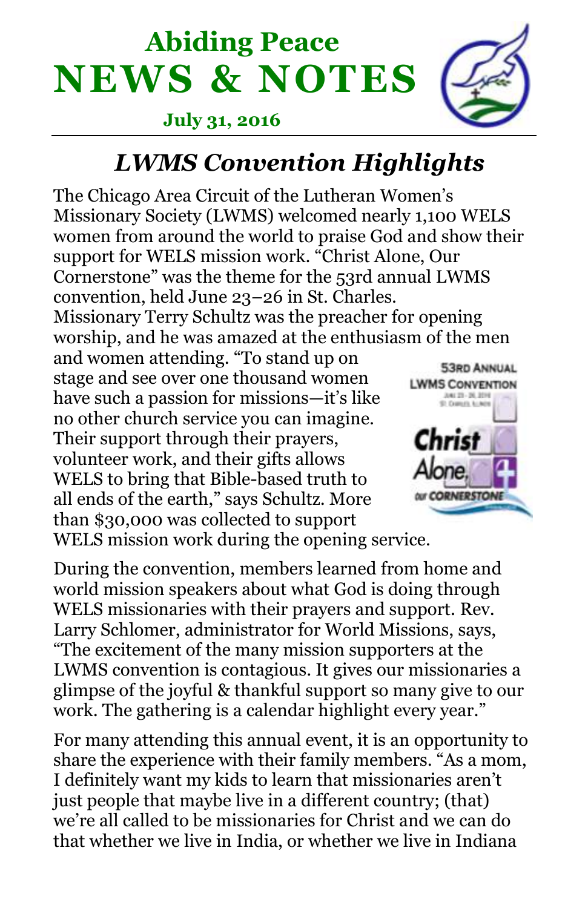# Abiding Peace NEWS & NOTES

**July 31, 2016**

## *LWMS Convention Highlights*

The Chicago Area Circuit of the Lutheran Women's Missionary Society (LWMS) welcomed nearly 1,100 WELS women from around the world to praise God and show their support for WELS mission work. "Christ Alone, Our Cornerstone" was the theme for the 53rd annual LWMS convention, held June 23–26 in St. Charles. Missionary Terry Schultz was the preacher for opening worship, and he was amazed at the enthusiasm of the men and women attending. "To stand up on stage and see over one thousand women have such a passion for missions—it's like no other church service you can imagine. Their support through their prayers, volunteer work, and their gifts allows WELS to bring that Bible-based truth to all ends of the earth," says Schultz. More than $30,000 was collected to support WELS mission work during the opening service.

During the convention, members learned from home and world mission speakers about what God is doing through WELS missionaries with their prayers and support. Rev. Larry Schlomer, administrator for World Missions, says, "The excitement of the many mission supporters at the LWMS convention is contagious. It gives our missionaries a glimpse of the joyful & thankful support so many give to our work. The gathering is a calendar highlight every year."

For many attending this annual event, it is an opportunity to share the experience with their family members. "As a mom, I definitely want my kids to learn that missionaries aren't just people that maybe live in a different country; (that) we're all called to be missionaries for Christ and we can do that whether we live in India, or whether we live in Indiana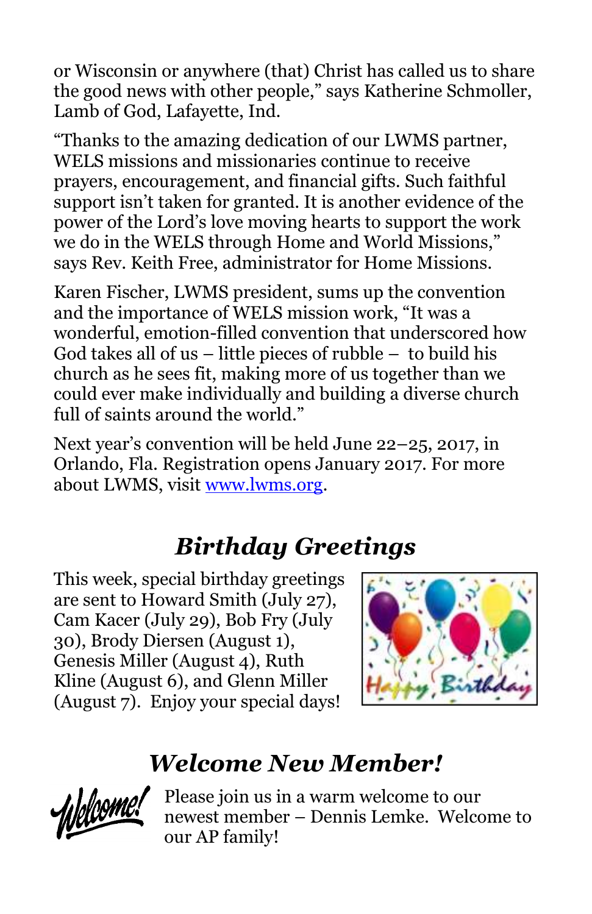or Wisconsin or anywhere (that) Christ has called us to share the good news with other people," says Katherine Schmoller, Lamb of God, Lafayette, Ind.

"Thanks to the amazing dedication of our LWMS partner, WELS missions and missionaries continue to receive prayers, encouragement, and financial gifts. Such faithful support isn't taken for granted. It is another evidence of the power of the Lord's love moving hearts to support the work we do in the WELS through Home and World Missions," says Rev. Keith Free, administrator for Home Missions.

Karen Fischer, LWMS president, sums up the convention and the importance of WELS mission work, "It was a wonderful, emotion-filled convention that underscored how God takes all of us – little pieces of rubble – to build his church as he sees fit, making more of us together than we could ever make individually and building a diverse church full of saints around the world."

Next year's convention will be held June 22–25, 2017, in Orlando, Fla. Registration opens January 2017. For more about LWMS, visit [www.lwms.org](http://www.lwms.org).

## *Birthday Greetings*

This week, special birthday greetings are sent to Howard Smith (July 27), Cam Kacer (July 29), Bob Fry (July 30), Brody Diersen (August 1), Genesis Miller (August 4), Ruth Kline (August 6), and Glenn Miller (August 7). Enjoy your special days!

## *Welcome New Member!*

Please join us in a warm welcome to our newest member – Dennis Lemke. Welcome to our AP family!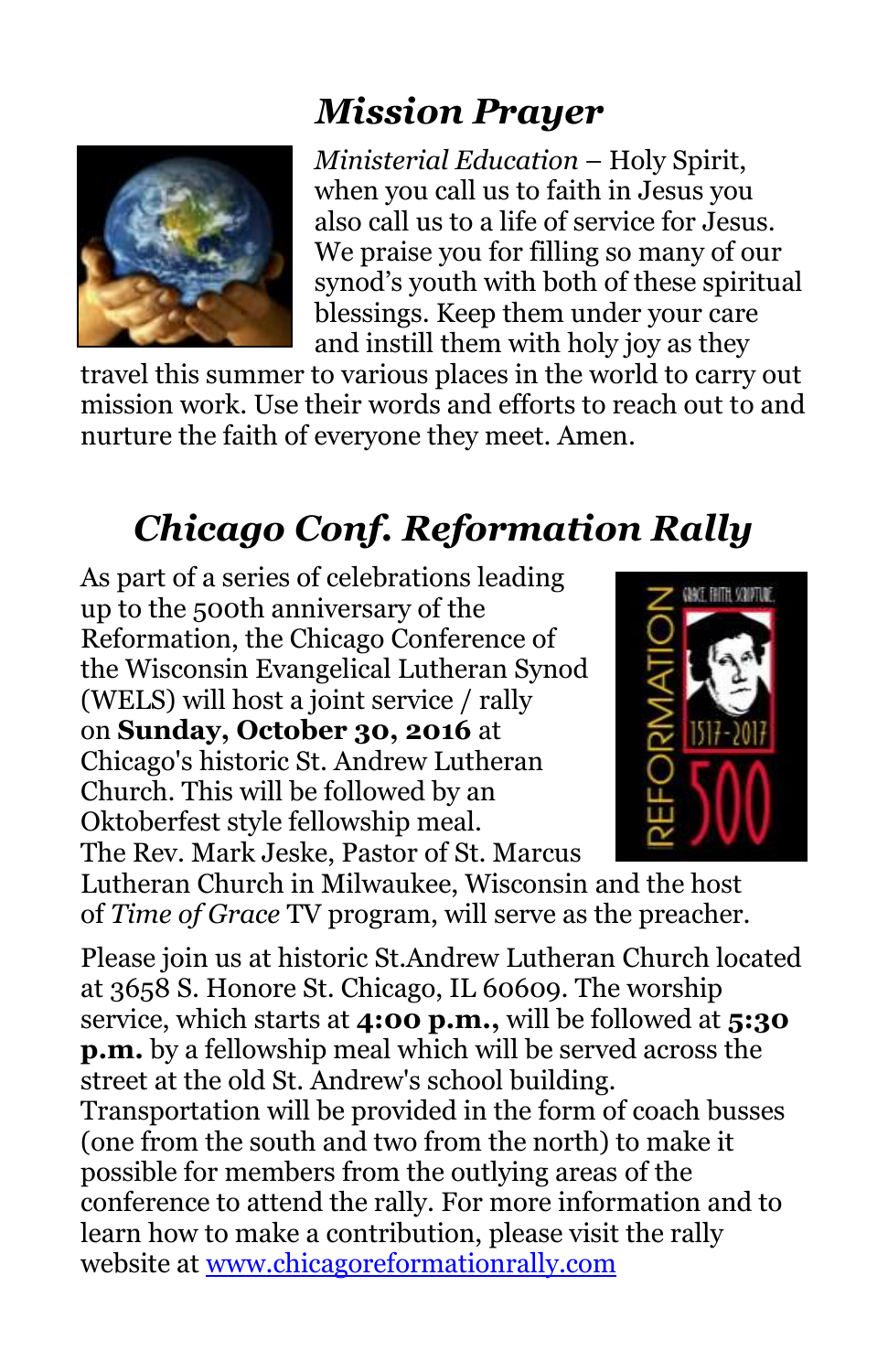## *Mission Prayer*

*Ministerial Education* – Holy Spirit, when you call us to faith in Jesus you also call us to a life of service for Jesus. We praise you for filling so many of our synod's youth with both of these spiritual blessings. Keep them under your care and instill them with holy joy as they travel this summer to various places in the world to carry out mission work. Use their words and efforts to reach out to and nurture the faith of everyone they meet. Amen.

## *Chicago Conf. Reformation Rally*

As part of a series of celebrations leading up to the 500th anniversary of the Reformation, the Chicago Conference of the Wisconsin Evangelical Lutheran Synod (WELS) will host a joint service / rally on **Sunday, October 30, 2016** at Chicago's historic St. Andrew Lutheran Church. This will be followed by an Oktoberfest style fellowship meal. The Rev. Mark Jeske, Pastor of St. Marcus Lutheran Church in Milwaukee, Wisconsin and the host of *Time of Grace* TV program, will serve as the preacher.

Please join us at historic St.Andrew Lutheran Church located at 3658 S. Honore St. Chicago, IL 60609. The worship service, which starts at **4:00 p.m.,** will be followed at **5:30 p.m.** by a fellowship meal which will be served across the street at the old St. Andrew's school building. Transportation will be provided in the form of coach busses (one from the south and two from the north) to make it possible for members from the outlying areas of the conference to attend the rally. For more information and to learn how to make a contribution, please visit the rally website at [www.chicagoreformationrally.com](http://www.chicagoreformationrally.com)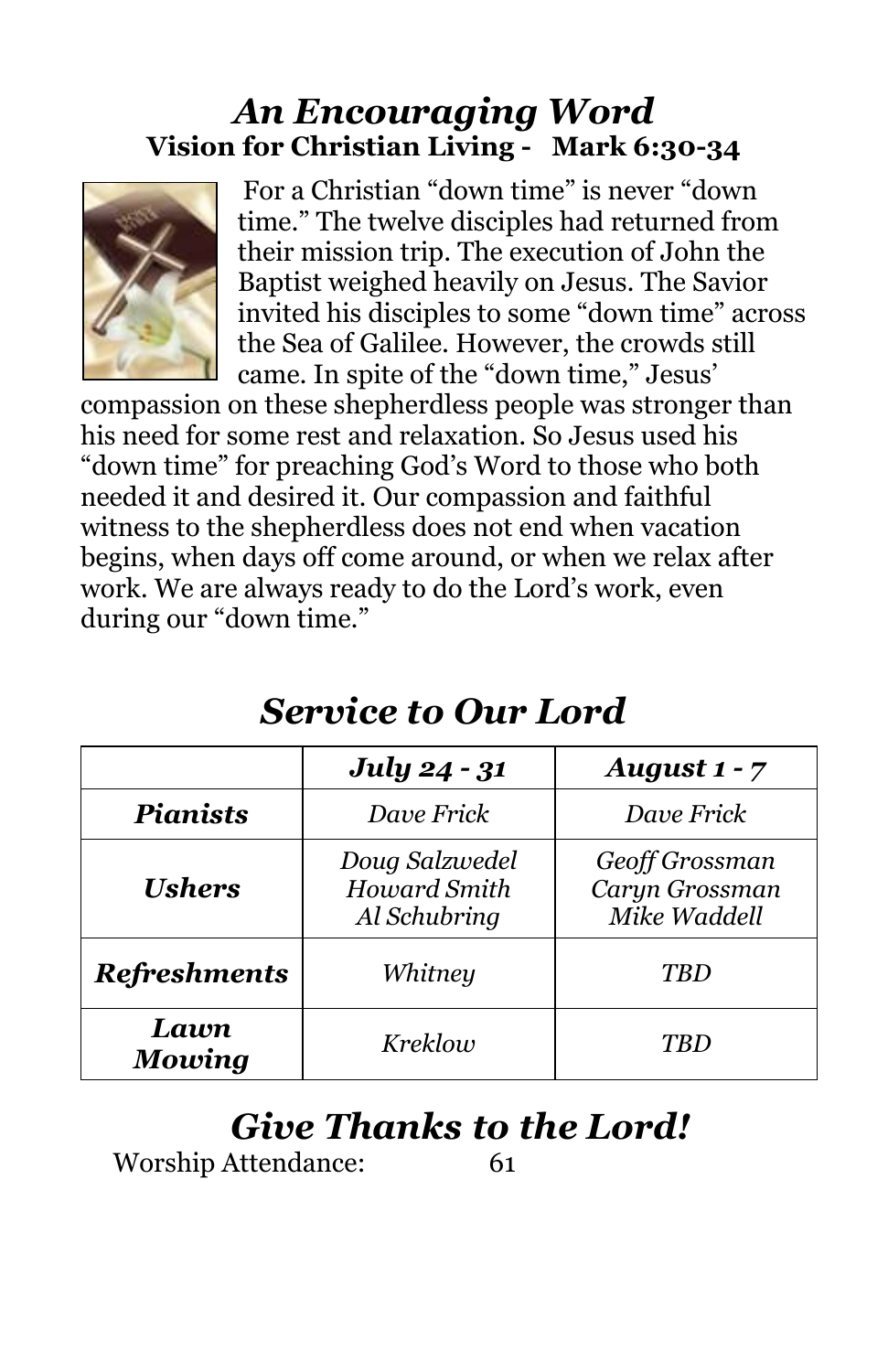# *An Encouraging Word*

**Vision for Christian Living - Mark 6:30-34**

For a Christian "down time" is never "down time." The twelve disciples had returned from their mission trip. The execution of John the Baptist weighed heavily on Jesus. The Savior invited his disciples to some "down time" across the Sea of Galilee. However, the crowds still came. In spite of the "down time," Jesus' compassion on these shepherdless people was stronger than his need for some rest and relaxation. So Jesus used his "down time" for preaching God's Word to those who both needed it and desired it. Our compassion and faithful witness to the shepherdless does not end when vacation begins, when days off come around, or when we relax after work. We are always ready to do the Lord's work, even during our "down time."

# *Service to Our Lord*

| | ***July 24 - 31*** | ***August 1 - 7*** |
|---|---|---|
| ***Pianists*** | *Dave Frick* | *Dave Frick* |
| ***Ushers*** | *Doug Salzwedel*<br>*Howard Smith*<br>*Al Schubring* | *Geoff Grossman*<br>*Caryn Grossman*<br>*Mike Waddell* |
| ***Refreshments*** | *Whitney* | *TBD* |
| ***Lawn Mowing*** | *Kreklow* | *TBD* |

# *Give Thanks to the Lord!*

Worship Attendance: 61